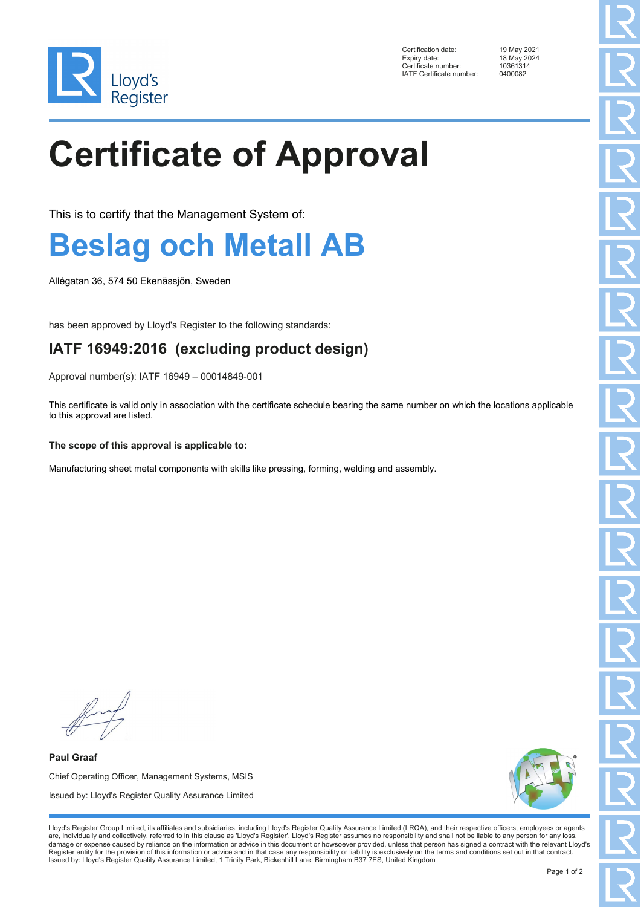| | |
|---|---|
| Certification date: | 19 May 2021 |
| Expiry date: | 18 May 2024 |
| Certificate number: | 10361314 |
| IATF Certificate number: | 0400082 |

# Certificate of Approval

This is to certify that the Management System of:

## Beslag och Metall AB

Allégatan 36, 574 50 Ekenässjön, Sweden

has been approved by Lloyd's Register to the following standards:

### IATF 16949:2016 (excluding product design)

Approval number(s): IATF 16949 – 00014849-001

This certificate is valid only in association with the certificate schedule bearing the same number on which the locations applicable to this approval are listed.

**The scope of this approval is applicable to:**

Manufacturing sheet metal components with skills like pressing, forming, welding and assembly.

**Paul Graaf**

Chief Operating Officer, Management Systems, MSIS

Issued by: Lloyd's Register Quality Assurance Limited

Lloyd's Register Group Limited, its affiliates and subsidiaries, including Lloyd's Register Quality Assurance Limited (LRQA), and their respective officers, employees or agents are, individually and collectively, referred to in this clause as 'Lloyd's Register'. Lloyd's Register assumes no responsibility and shall not be liable to any person for any loss, damage or expense caused by reliance on the information or advice in this document or howsoever provided, unless that person has signed a contract with the relevant Lloyd's Register entity for the provision of this information or advice and in that case any responsibility or liability is exclusively on the terms and conditions set out in that contract.
Issued by: Lloyd's Register Quality Assurance Limited, 1 Trinity Park, Bickenhill Lane, Birmingham B37 7ES, United Kingdom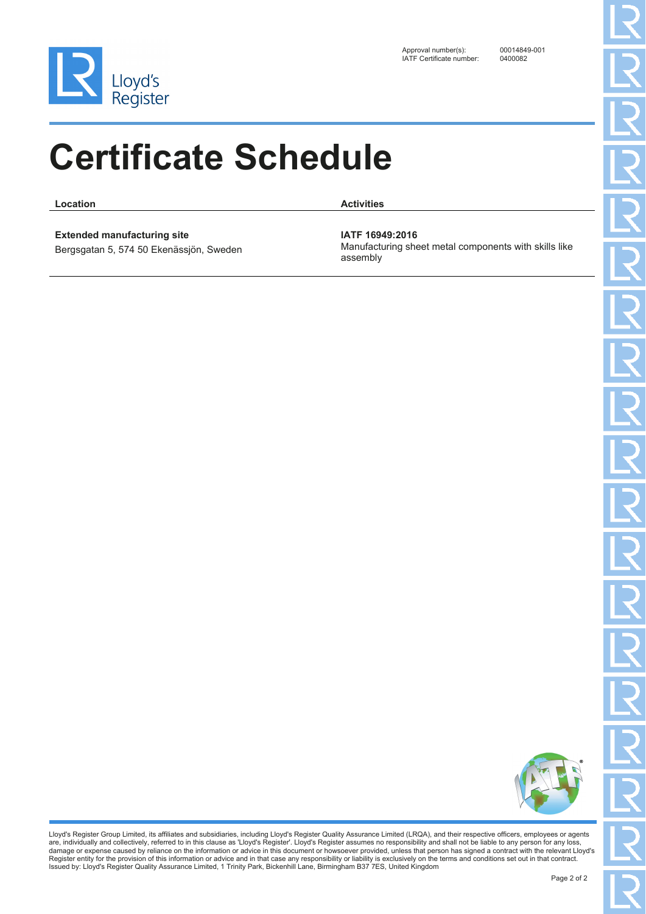Approval number(s): 00014849-001
IATF Certificate number: 0400082

# Certificate Schedule

| Location | Activities |
| --- | --- |
| **Extended manufacturing site**<br>Bergsgatan 5, 574 50 Ekenässjön, Sweden | **IATF 16949:2016**<br>Manufacturing sheet metal components with skills like assembly |

Lloyd's Register Group Limited, its affiliates and subsidiaries, including Lloyd's Register Quality Assurance Limited (LRQA), and their respective officers, employees or agents are, individually and collectively, referred to in this clause as 'Lloyd's Register'. Lloyd's Register assumes no responsibility and shall not be liable to any person for any loss, damage or expense caused by reliance on the information or advice in this document or howsoever provided, unless that person has signed a contract with the relevant Lloyd's Register entity for the provision of this information or advice and in that case any responsibility or liability is exclusively on the terms and conditions set out in that contract.
Issued by: Lloyd's Register Quality Assurance Limited, 1 Trinity Park, Bickenhill Lane, Birmingham B37 7ES, United Kingdom